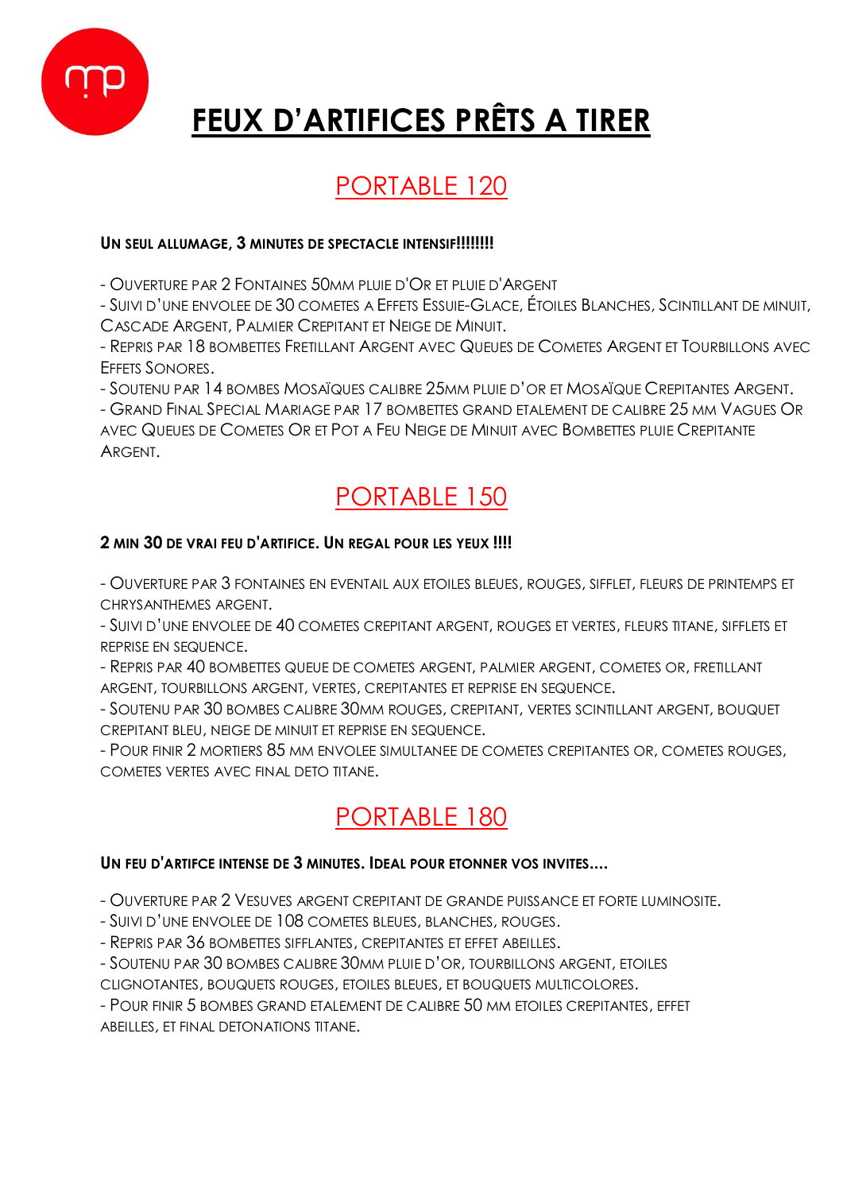# FEUX D'ARTIFICES PRÊTS A TIRER

## PORTABLE 120

**UN SEUL ALLUMAGE, 3 MINUTES DE SPECTACLE INTENSIF!!!!!!!!**

- OUVERTURE PAR 2 FONTAINES 50MM PLUIE D'OR ET PLUIE D'ARGENT
- SUIVI D'UNE ENVOLEE DE 30 COMETES A EFFETS ESSUIE-GLACE, ÉTOILES BLANCHES, SCINTILLANT DE MINUIT, CASCADE ARGENT, PALMIER CREPITANT ET NEIGE DE MINUIT.
- REPRIS PAR 18 BOMBETTES FRETILLANT ARGENT AVEC QUEUES DE COMETES ARGENT ET TOURBILLONS AVEC EFFETS SONORES.
- SOUTENU PAR 14 BOMBES MOSAÏQUES CALIBRE 25MM PLUIE D'OR ET MOSAÏQUE CREPITANTES ARGENT.
- GRAND FINAL SPECIAL MARIAGE PAR 17 BOMBETTES GRAND ETALEMENT DE CALIBRE 25 MM VAGUES OR AVEC QUEUES DE COMETES OR ET POT A FEU NEIGE DE MINUIT AVEC BOMBETTES PLUIE CREPITANTE ARGENT.

## PORTABLE 150

**2 MIN 30 DE VRAI FEU D'ARTIFICE. UN REGAL POUR LES YEUX !!!!**

- OUVERTURE PAR 3 FONTAINES EN EVENTAIL AUX ETOILES BLEUES, ROUGES, SIFFLET, FLEURS DE PRINTEMPS ET CHRYSANTHEMES ARGENT.
- SUIVI D'UNE ENVOLEE DE 40 COMETES CREPITANT ARGENT, ROUGES ET VERTES, FLEURS TITANE, SIFFLETS ET REPRISE EN SEQUENCE.
- REPRIS PAR 40 BOMBETTES QUEUE DE COMETES ARGENT, PALMIER ARGENT, COMETES OR, FRETILLANT ARGENT, TOURBILLONS ARGENT, VERTES, CREPITANTES ET REPRISE EN SEQUENCE.
- SOUTENU PAR 30 BOMBES CALIBRE 30MM ROUGES, CREPITANT, VERTES SCINTILLANT ARGENT, BOUQUET CREPITANT BLEU, NEIGE DE MINUIT ET REPRISE EN SEQUENCE.
- POUR FINIR 2 MORTIERS 85 MM ENVOLEE SIMULTANEE DE COMETES CREPITANTES OR, COMETES ROUGES, COMETES VERTES AVEC FINAL DETO TITANE.

## PORTABLE 180

**UN FEU D'ARTIFCE INTENSE DE 3 MINUTES. IDEAL POUR ETONNER VOS INVITES....**

- OUVERTURE PAR 2 VESUVES ARGENT CREPITANT DE GRANDE PUISSANCE ET FORTE LUMINOSITE.
- SUIVI D'UNE ENVOLEE DE 108 COMETES BLEUES, BLANCHES, ROUGES.
- REPRIS PAR 36 BOMBETTES SIFFLANTES, CREPITANTES ET EFFET ABEILLES.
- SOUTENU PAR 30 BOMBES CALIBRE 30MM PLUIE D'OR, TOURBILLONS ARGENT, ETOILES CLIGNOTANTES, BOUQUETS ROUGES, ETOILES BLEUES, ET BOUQUETS MULTICOLORES.
- POUR FINIR 5 BOMBES GRAND ETALEMENT DE CALIBRE 50 MM ETOILES CREPITANTES, EFFET ABEILLES, ET FINAL DETONATIONS TITANE.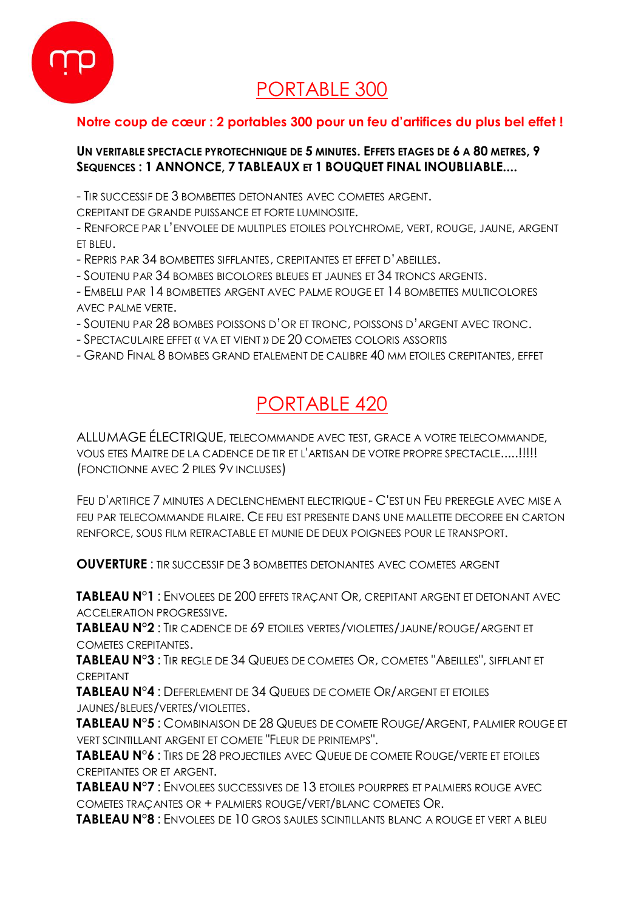# PORTABLE 300

**Notre coup de cœur : 2 portables 300 pour un feu d'artifices du plus bel effet !**

**UN VERITABLE SPECTACLE PYROTECHNIQUE DE 5 MINUTES. EFFETS ETAGES DE 6 A 80 METRES, 9 SEQUENCES : 1 ANNONCE, 7 TABLEAUX ET 1 BOUQUET FINAL INOUBLIABLE....**

- TIR SUCCESSIF DE 3 BOMBETTES DETONANTES AVEC COMETES ARGENT.
CREPITANT DE GRANDE PUISSANCE ET FORTE LUMINOSITE.
- RENFORCE PAR L'ENVOLEE DE MULTIPLES ETOILES POLYCHROME, VERT, ROUGE, JAUNE, ARGENT ET BLEU.
- REPRIS PAR 34 BOMBETTES SIFFLANTES, CREPITANTES ET EFFET D'ABEILLES.
- SOUTENU PAR 34 BOMBES BICOLORES BLEUES ET JAUNES ET 34 TRONCS ARGENTS.
- EMBELLI PAR 14 BOMBETTES ARGENT AVEC PALME ROUGE ET 14 BOMBETTES MULTICOLORES AVEC PALME VERTE.
- SOUTENU PAR 28 BOMBES POISSONS D'OR ET TRONC, POISSONS D'ARGENT AVEC TRONC.
- SPECTACULAIRE EFFET « VA ET VIENT » DE 20 COMETES COLORIS ASSORTIS
- GRAND FINAL 8 BOMBES GRAND ETALEMENT DE CALIBRE 40 MM ETOILES CREPITANTES, EFFET

# PORTABLE 420

ALLUMAGE ÉLECTRIQUE, TELECOMMANDE AVEC TEST, GRACE A VOTRE TELECOMMANDE, VOUS ETES MAITRE DE LA CADENCE DE TIR ET L'ARTISAN DE VOTRE PROPRE SPECTACLE.....!!!!! (FONCTIONNE AVEC 2 PILES 9V INCLUSES)

FEU D'ARTIFICE 7 MINUTES A DECLENCHEMENT ELECTRIQUE - C'EST UN FEU PREREGLE AVEC MISE A FEU PAR TELECOMMANDE FILAIRE. CE FEU EST PRESENTE DANS UNE MALLETTE DECOREE EN CARTON RENFORCE, SOUS FILM RETRACTABLE ET MUNIE DE DEUX POIGNEES POUR LE TRANSPORT.

**OUVERTURE** : TIR SUCCESSIF DE 3 BOMBETTES DETONANTES AVEC COMETES ARGENT

**TABLEAU N°1** : ENVOLEES DE 200 EFFETS TRAÇANT OR, CREPITANT ARGENT ET DETONANT AVEC ACCELERATION PROGRESSIVE.
**TABLEAU N°2** : TIR CADENCE DE 69 ETOILES VERTES/VIOLETTES/JAUNE/ROUGE/ARGENT ET COMETES CREPITANTES.
**TABLEAU N°3** : TIR REGLE DE 34 QUEUES DE COMETES OR, COMETES "ABEILLES", SIFFLANT ET CREPITANT
**TABLEAU N°4** : DEFERLEMENT DE 34 QUEUES DE COMETE OR/ARGENT ET ETOILES JAUNES/BLEUES/VERTES/VIOLETTES.
**TABLEAU N°5** : COMBINAISON DE 28 QUEUES DE COMETE ROUGE/ARGENT, PALMIER ROUGE ET VERT SCINTILLANT ARGENT ET COMETE "FLEUR DE PRINTEMPS".
**TABLEAU N°6** : TIRS DE 28 PROJECTILES AVEC QUEUE DE COMETE ROUGE/VERTE ET ETOILES CREPITANTES OR ET ARGENT.
**TABLEAU N°7** : ENVOLEES SUCCESSIVES DE 13 ETOILES POURPRES ET PALMIERS ROUGE AVEC COMETES TRAÇANTES OR + PALMIERS ROUGE/VERT/BLANC COMETES OR.
**TABLEAU N°8** : ENVOLEES DE 10 GROS SAULES SCINTILLANTS BLANC A ROUGE ET VERT A BLEU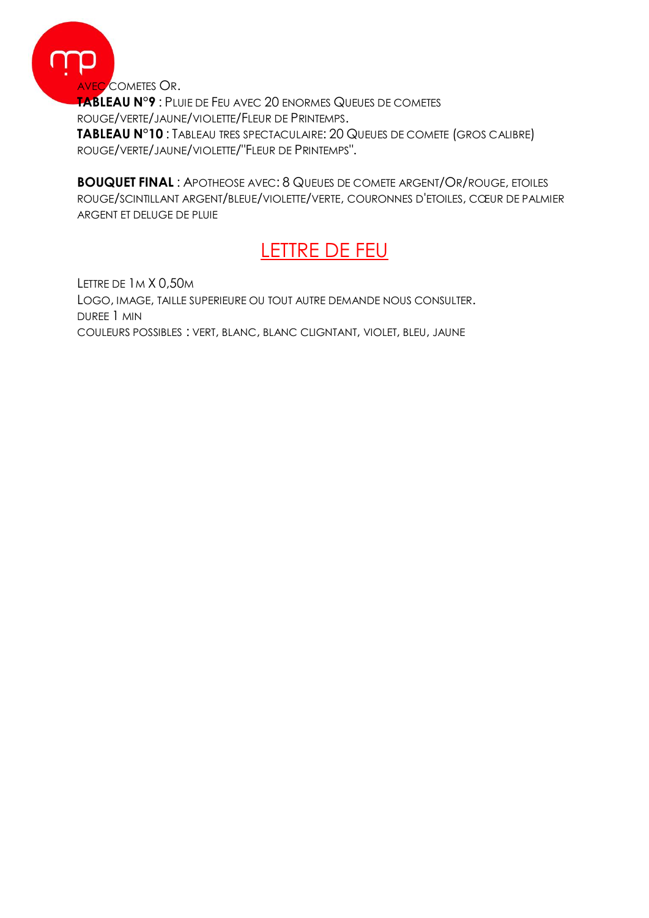avec cometes Or.
**TABLEAU N°9** : Pluie de Feu avec 20 enormes Queues de cometes rouge/verte/jaune/violette/Fleur de Printemps.
**TABLEAU N°10** : Tableau tres spectaculaire: 20 Queues de comete (gros calibre) rouge/verte/jaune/violette/"Fleur de Printemps".

**BOUQUET FINAL** : Apotheose avec: 8 Queues de comete argent/Or/rouge, etoiles rouge/scintillant argent/bleue/violette/verte, couronnes d'etoiles, cœur de palmier argent et deluge de pluie

## LETTRE DE FEU

Lettre de 1m X 0,50m
Logo, image, taille superieure ou tout autre demande nous consulter.
duree 1 min
couleurs possibles : vert, blanc, blanc clignotant, violet, bleu, jaune